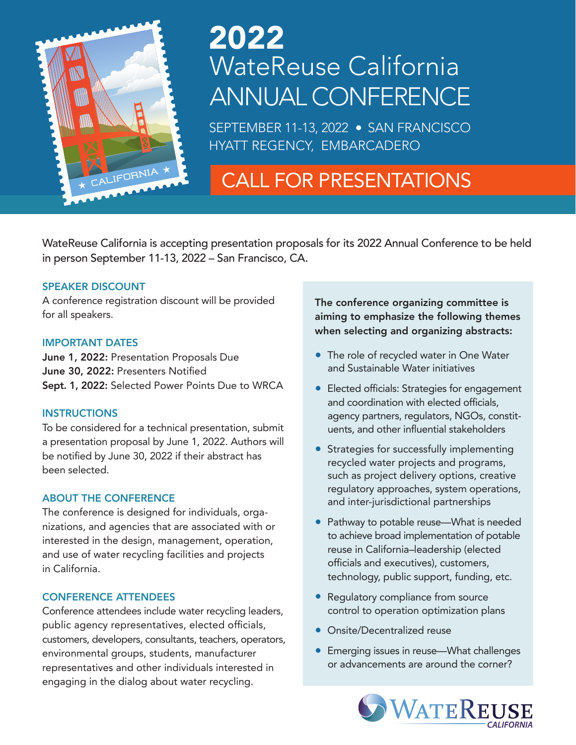# 2022 WateReuse California ANNUAL CONFERENCE

SEPTEMBER 11-13, 2022 • SAN FRANCISCO
HYATT REGENCY, EMBARCADERO

## CALL FOR PRESENTATIONS

WateReuse California is accepting presentation proposals for its 2022 Annual Conference to be held in person September 11-13, 2022 – San Francisco, CA.

### SPEAKER DISCOUNT

A conference registration discount will be provided for all speakers.

### IMPORTANT DATES

**June 1, 2022:** Presentation Proposals Due
**June 30, 2022:** Presenters Notified
**Sept. 1, 2022:** Selected Power Points Due to WRCA

### INSTRUCTIONS

To be considered for a technical presentation, submit a presentation proposal by June 1, 2022. Authors will be notified by June 30, 2022 if their abstract has been selected.

### ABOUT THE CONFERENCE

The conference is designed for individuals, organizations, and agencies that are associated with or interested in the design, management, operation, and use of water recycling facilities and projects in California.

### CONFERENCE ATTENDEES

Conference attendees include water recycling leaders, public agency representatives, elected officials, customers, developers, consultants, teachers, operators, environmental groups, students, manufacturer representatives and other individuals interested in engaging in the dialog about water recycling.

**The conference organizing committee is aiming to emphasize the following themes when selecting and organizing abstracts:**

- The role of recycled water in One Water and Sustainable Water initiatives
- Elected officials: Strategies for engagement and coordination with elected officials, agency partners, regulators, NGOs, constituents, and other influential stakeholders
- Strategies for successfully implementing recycled water projects and programs, such as project delivery options, creative regulatory approaches, system operations, and inter-jurisdictional partnerships
- Pathway to potable reuse—What is needed to achieve broad implementation of potable reuse in California–leadership (elected officials and executives), customers, technology, public support, funding, etc.
- Regulatory compliance from source control to operation optimization plans
- Onsite/Decentralized reuse
- Emerging issues in reuse—What challenges or advancements are around the corner?

WATEREUSE CALIFORNIA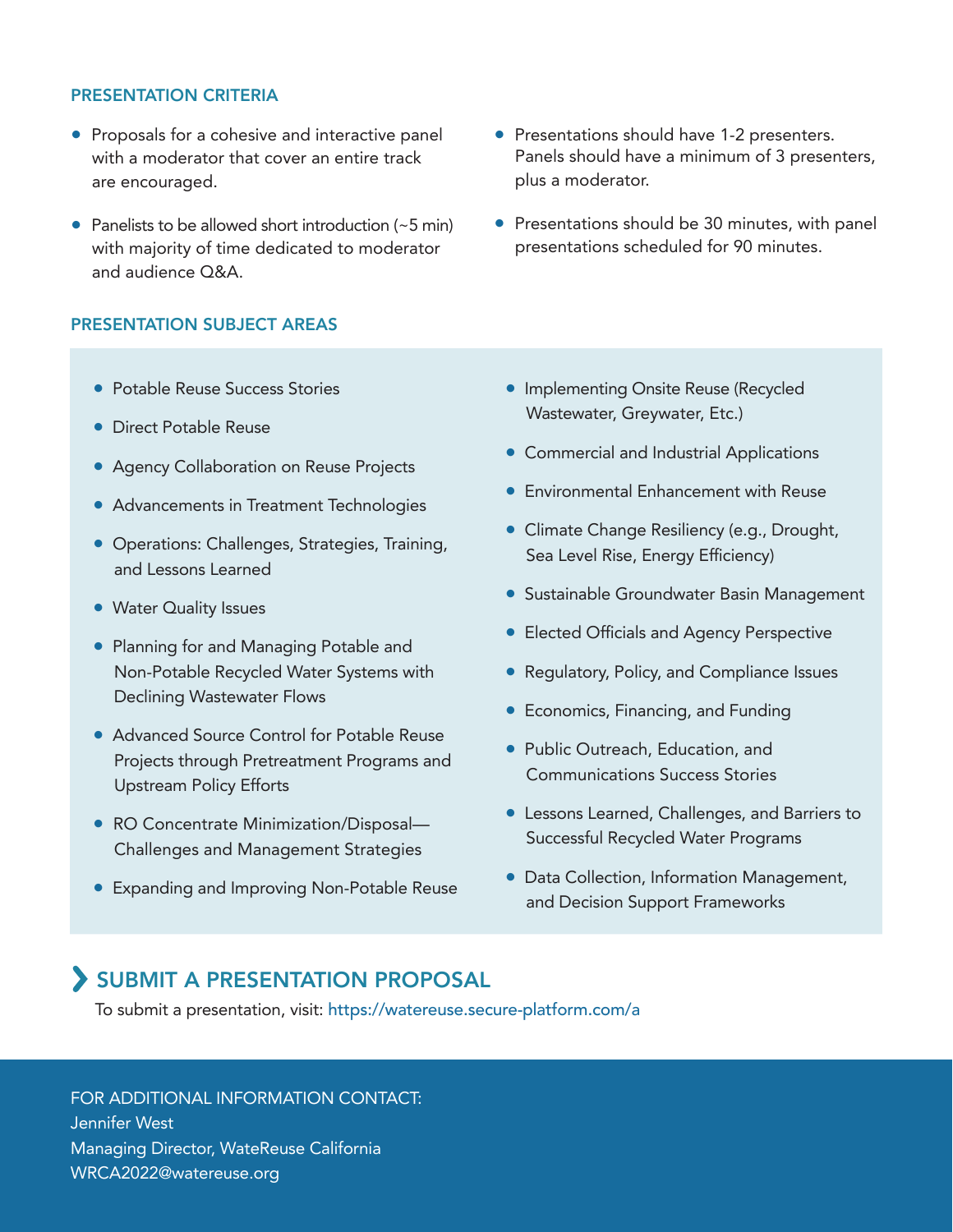## PRESENTATION CRITERIA

- Proposals for a cohesive and interactive panel with a moderator that cover an entire track are encouraged.
- Panelists to be allowed short introduction (~5 min) with majority of time dedicated to moderator and audience Q&A.
- Presentations should have 1-2 presenters. Panels should have a minimum of 3 presenters, plus a moderator.
- Presentations should be 30 minutes, with panel presentations scheduled for 90 minutes.

## PRESENTATION SUBJECT AREAS

- Potable Reuse Success Stories
- Direct Potable Reuse
- Agency Collaboration on Reuse Projects
- Advancements in Treatment Technologies
- Operations: Challenges, Strategies, Training, and Lessons Learned
- Water Quality Issues
- Planning for and Managing Potable and Non-Potable Recycled Water Systems with Declining Wastewater Flows
- Advanced Source Control for Potable Reuse Projects through Pretreatment Programs and Upstream Policy Efforts
- RO Concentrate Minimization/Disposal—Challenges and Management Strategies
- Expanding and Improving Non-Potable Reuse
- Implementing Onsite Reuse (Recycled Wastewater, Greywater, Etc.)
- Commercial and Industrial Applications
- Environmental Enhancement with Reuse
- Climate Change Resiliency (e.g., Drought, Sea Level Rise, Energy Efficiency)
- Sustainable Groundwater Basin Management
- Elected Officials and Agency Perspective
- Regulatory, Policy, and Compliance Issues
- Economics, Financing, and Funding
- Public Outreach, Education, and Communications Success Stories
- Lessons Learned, Challenges, and Barriers to Successful Recycled Water Programs
- Data Collection, Information Management, and Decision Support Frameworks

## SUBMIT A PRESENTATION PROPOSAL

To submit a presentation, visit: https://watereuse.secure-platform.com/a

FOR ADDITIONAL INFORMATION CONTACT:
Jennifer West
Managing Director, WateReuse California
WRCA2022@watereuse.org